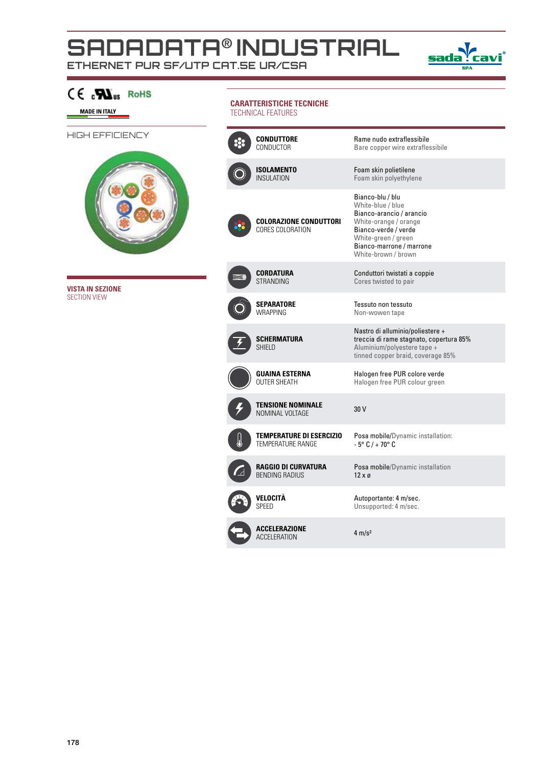# SADADATA® INDUSTRIAL

ETHERNET PUR SF/UTP CAT.5E UR/CSA

CE cULus RoHS

MADE IN ITALY

HIGH EFFICIENCY

**VISTA IN SEZIONE**
SECTION VIEW

## CARATTERISTICHE TECNICHE
TECHNICAL FEATURES

| | |
|---|---|
| **CONDUTTORE** CONDUCTOR | Rame nudo extraflessibile / Bare copper wire extraflessibile |
| **ISOLAMENTO** INSULATION | Foam skin polietilene / Foam skin polyethylene |
| **COLORAZIONE CONDUTTORI** CORES COLORATION | Bianco-blu / blu / White-blue / blue; Bianco-arancio / arancio / White-orange / orange; Bianco-verde / verde / White-green / green; Bianco-marrone / marrone / White-brown / brown |
| **CORDATURA** STRANDING | Conduttori twistati a coppie / Cores twisted to pair |
| **SEPARATORE** WRAPPING | Tessuto non tessuto / Non-wowen tape |
| **SCHERMATURA** SHIELD | Nastro di alluminio/poliestere + treccia di rame stagnato, copertura 85% / Aluminium/polyestere tape + tinned copper braid, coverage 85% |
| **GUAINA ESTERNA** OUTER SHEATH | Halogen free PUR colore verde / Halogen free PUR colour green |
| **TENSIONE NOMINALE** NOMINAL VOLTAGE | 30 V |
| **TEMPERATURE DI ESERCIZIO** TEMPERATURE RANGE | Posa mobile/Dynamic installation: - 5° C / + 70° C |
| **RAGGIO DI CURVATURA** BENDING RADIUS | Posa mobile/Dynamic installation 12 x ø |
| **VELOCITÀ** SPEED | Autoportante: 4 m/sec. / Unsupported: 4 m/sec. |
| **ACCELERAZIONE** ACCELERATION | 4 m/s² |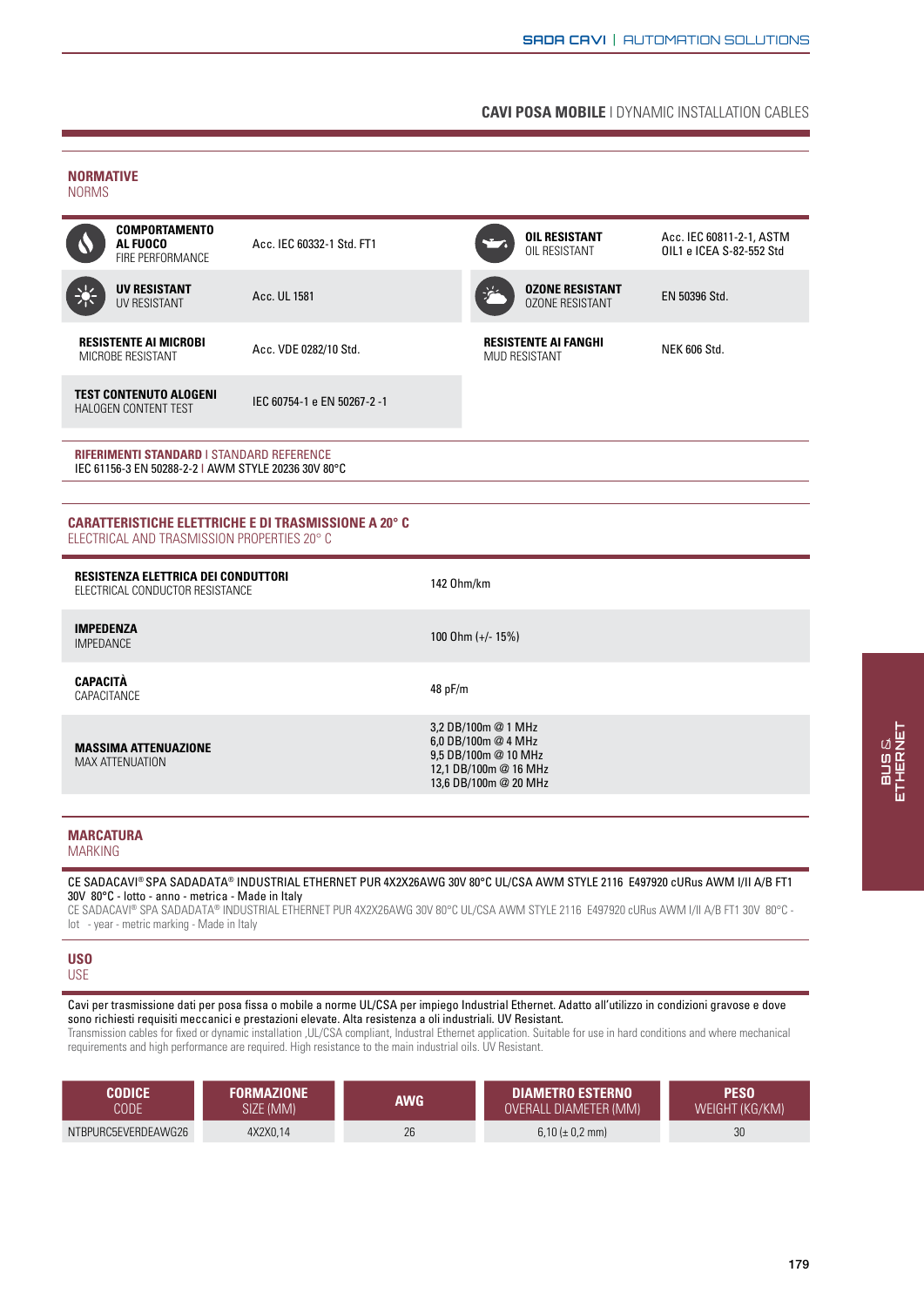## CAVI POSA MOBILE | DYNAMIC INSTALLATION CABLES

### NORMATIVE
NORMS

| | | | |
|---|---|---|---|
| **COMPORTAMENTO AL FUOCO** FIRE PERFORMANCE | Acc. IEC 60332-1 Std. FT1 | **OIL RESISTANT** OIL RESISTANT | Acc. IEC 60811-2-1, ASTM OIL1 e ICEA S-82-552 Std |
| **UV RESISTANT** UV RESISTANT | Acc. UL 1581 | **OZONE RESISTANT** OZONE RESISTANT | EN 50396 Std. |
| **RESISTENTE AI MICROBI** MICROBE RESISTANT | Acc. VDE 0282/10 Std. | **RESISTENTE AI FANGHI** MUD RESISTANT | NEK 606 Std. |
| **TEST CONTENUTO ALOGENI** HALOGEN CONTENT TEST | IEC 60754-1 e EN 50267-2 -1 | | |

**RIFERIMENTI STANDARD** | STANDARD REFERENCE
IEC 61156-3 EN 50288-2-2 | AWM STYLE 20236 30V 80°C

### CARATTERISTICHE ELETTRICHE E DI TRASMISSIONE A 20° C
ELECTRICAL AND TRASMISSION PROPERTIES 20° C

| | |
|---|---|
| **RESISTENZA ELETTRICA DEI CONDUTTORI** ELECTRICAL CONDUCTOR RESISTANCE | 142 Ohm/km |
| **IMPEDENZA** IMPEDANCE | 100 Ohm (+/- 15%) |
| **CAPACITÀ** CAPACITANCE | 48 pF/m |
| **MASSIMA ATTENUAZIONE** MAX ATTENUATION | 3,2 DB/100m @ 1 MHz<br>6,0 DB/100m @ 4 MHz<br>9,5 DB/100m @ 10 MHz<br>12,1 DB/100m @ 16 MHz<br>13,6 DB/100m @ 20 MHz |

### MARCATURA
MARKING

CE SADACAVI® SPA SADADATA® INDUSTRIAL ETHERNET PUR 4X2X26AWG 30V 80°C UL/CSA AWM STYLE 2116 E497920 cURus AWM I/II A/B FT1 30V 80°C - lotto - anno - metrica - Made in Italy
CE SADACAVI® SPA SADADATA® INDUSTRIAL ETHERNET PUR 4X2X26AWG 30V 80°C UL/CSA AWM STYLE 2116 E497920 cURus AWM I/II A/B FT1 30V 80°C - lot - year - metric marking - Made in Italy

### USO
USE

Cavi per trasmissione dati per posa fissa o mobile a norme UL/CSA per impiego Industrial Ethernet. Adatto all'utilizzo in condizioni gravose e dove sono richiesti requisiti meccanici e prestazioni elevate. Alta resistenza a oli industriali. UV Resistant.
Transmission cables for fixed or dynamic installation ,UL/CSA compliant, Industral Ethernet application. Suitable for use in hard conditions and where mechanical requirements and high performance are required. High resistance to the main industrial oils. UV Resistant.

| **CODICE** CODE | **FORMAZIONE** SIZE (MM) | **AWG** | **DIAMETRO ESTERNO** OVERALL DIAMETER (MM) | **PESO** WEIGHT (KG/KM) |
|---|---|---|---|---|
| NTBPURC5EVERDEAWG26 | 4X2X0,14 | 26 | 6,10 (± 0,2 mm) | 30 |